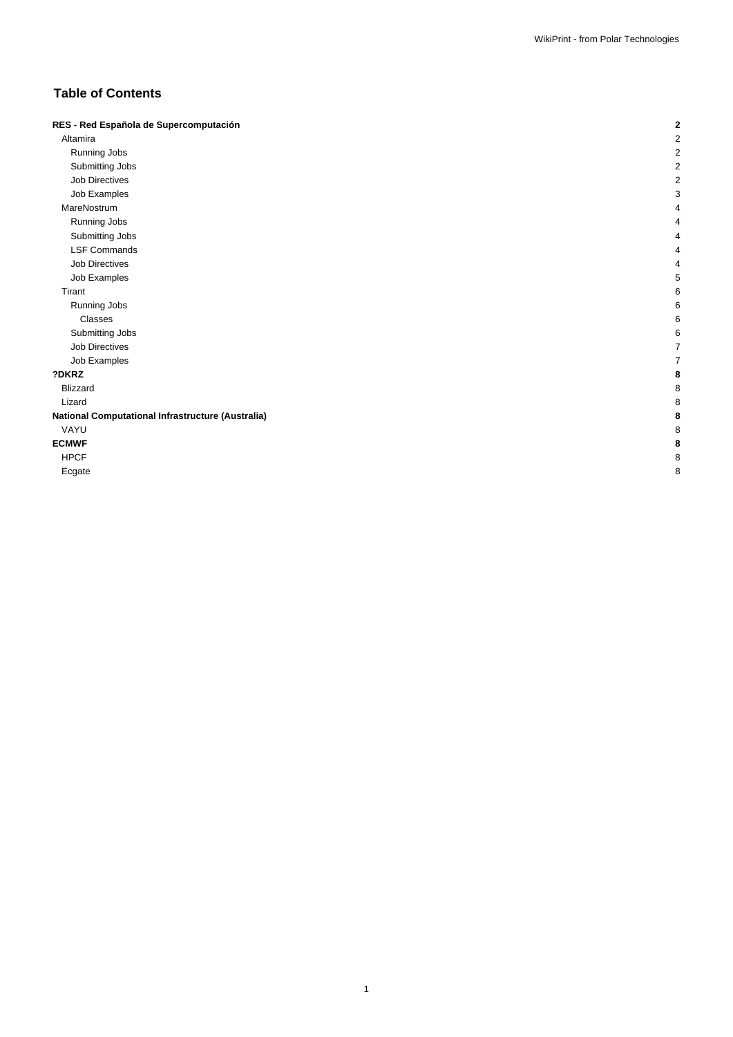## Table of Contents

| | |
|---|---|
| **RES - Red Española de Supercomputación** | **2** |
| Altamira | 2 |
| Running Jobs | 2 |
| Submitting Jobs | 2 |
| Job Directives | 2 |
| Job Examples | 3 |
| MareNostrum | 4 |
| Running Jobs | 4 |
| Submitting Jobs | 4 |
| LSF Commands | 4 |
| Job Directives | 4 |
| Job Examples | 5 |
| Tirant | 6 |
| Running Jobs | 6 |
| Classes | 6 |
| Submitting Jobs | 6 |
| Job Directives | 7 |
| Job Examples | 7 |
| **?DKRZ** | **8** |
| Blizzard | 8 |
| Lizard | 8 |
| **National Computational Infrastructure (Australia)** | **8** |
| VAYU | 8 |
| **ECMWF** | **8** |
| HPCF | 8 |
| Ecgate | 8 |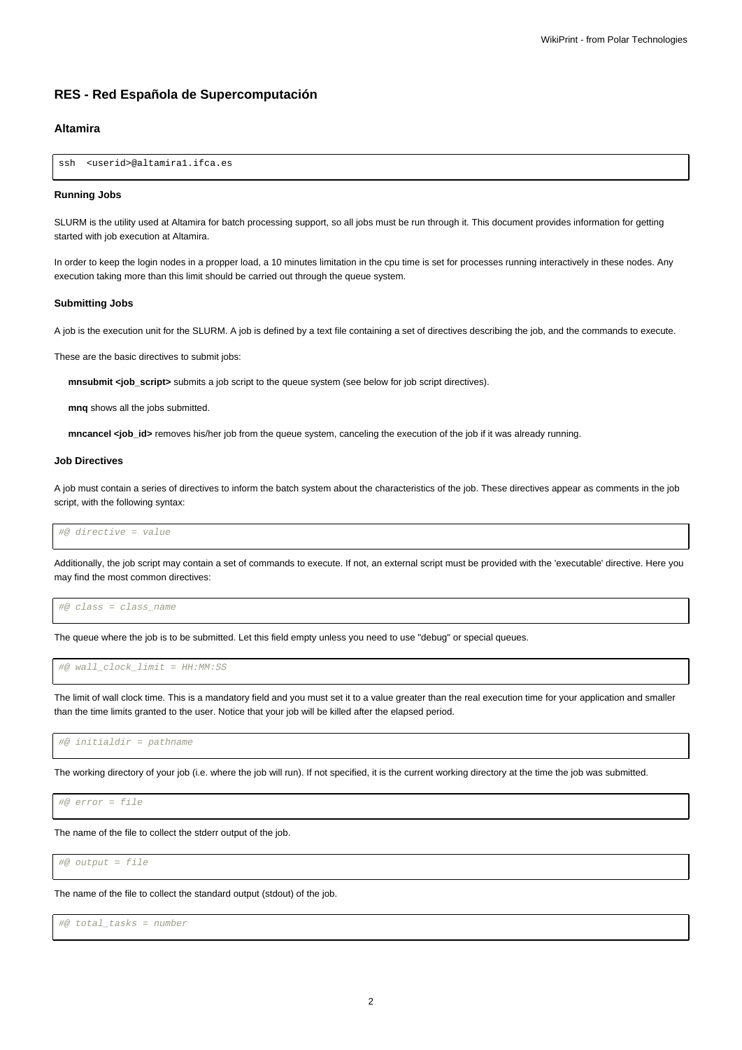## RES - Red Española de Supercomputación

### Altamira

```
ssh  <userid>@altamira1.ifca.es
```

#### Running Jobs

SLURM is the utility used at Altamira for batch processing support, so all jobs must be run through it. This document provides information for getting started with job execution at Altamira.

In order to keep the login nodes in a propper load, a 10 minutes limitation in the cpu time is set for processes running interactively in these nodes. Any execution taking more than this limit should be carried out through the queue system.

#### Submitting Jobs

A job is the execution unit for the SLURM. A job is defined by a text file containing a set of directives describing the job, and the commands to execute.

These are the basic directives to submit jobs:

**mnsubmit <job_script>** submits a job script to the queue system (see below for job script directives).

**mnq** shows all the jobs submitted.

**mncancel <job_id>** removes his/her job from the queue system, canceling the execution of the job if it was already running.

#### Job Directives

A job must contain a series of directives to inform the batch system about the characteristics of the job. These directives appear as comments in the job script, with the following syntax:

```
#@ directive = value
```

Additionally, the job script may contain a set of commands to execute. If not, an external script must be provided with the 'executable' directive. Here you may find the most common directives:

```
#@ class = class_name
```

The queue where the job is to be submitted. Let this field empty unless you need to use "debug" or special queues.

```
#@ wall_clock_limit = HH:MM:SS
```

The limit of wall clock time. This is a mandatory field and you must set it to a value greater than the real execution time for your application and smaller than the time limits granted to the user. Notice that your job will be killed after the elapsed period.

```
#@ initialdir = pathname
```

The working directory of your job (i.e. where the job will run). If not specified, it is the current working directory at the time the job was submitted.

```
#@ error = file
```

The name of the file to collect the stderr output of the job.

```
#@ output = file
```

The name of the file to collect the standard output (stdout) of the job.

```
#@ total_tasks = number
```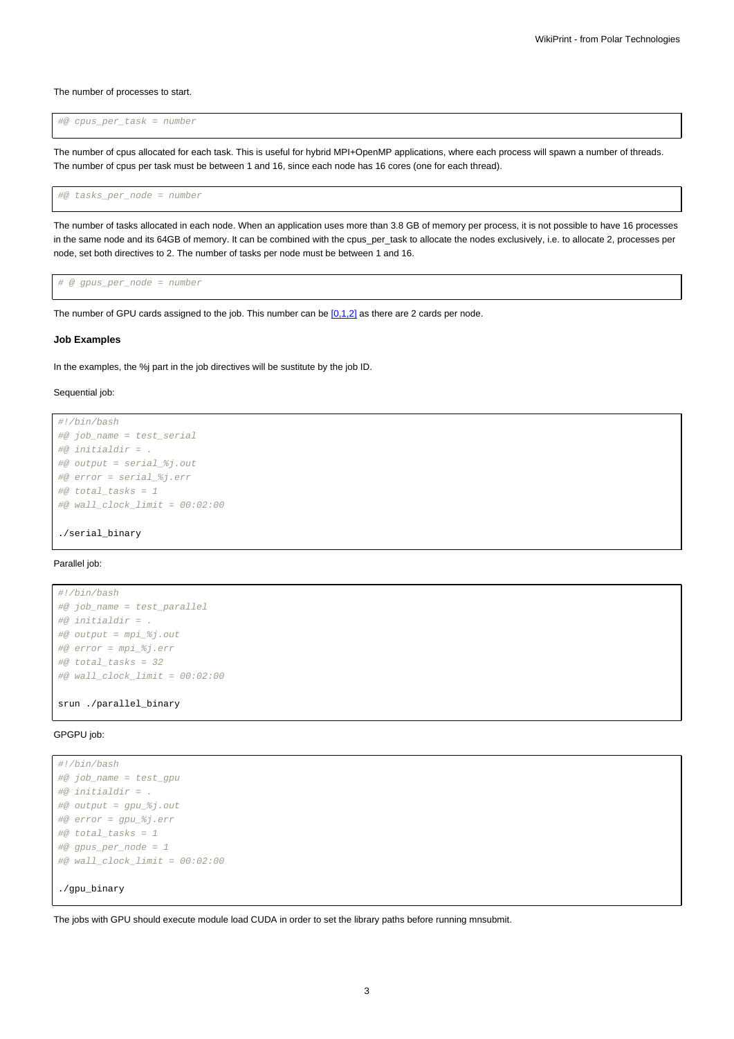The number of processes to start.

```
#@ cpus_per_task = number
```

The number of cpus allocated for each task. This is useful for hybrid MPI+OpenMP applications, where each process will spawn a number of threads. The number of cpus per task must be between 1 and 16, since each node has 16 cores (one for each thread).

```
#@ tasks_per_node = number
```

The number of tasks allocated in each node. When an application uses more than 3.8 GB of memory per process, it is not possible to have 16 processes in the same node and its 64GB of memory. It can be combined with the cpus_per_task to allocate the nodes exclusively, i.e. to allocate 2, processes per node, set both directives to 2. The number of tasks per node must be between 1 and 16.

```
# @ gpus_per_node = number
```

The number of GPU cards assigned to the job. This number can be [0,1,2] as there are 2 cards per node.

**Job Examples**

In the examples, the %j part in the job directives will be sustitute by the job ID.

Sequential job:

```
#!/bin/bash
#@ job_name = test_serial
#@ initialdir = .
#@ output = serial_%j.out
#@ error = serial_%j.err
#@ total_tasks = 1
#@ wall_clock_limit = 00:02:00

./serial_binary
```

Parallel job:

```
#!/bin/bash
#@ job_name = test_parallel
#@ initialdir = .
#@ output = mpi_%j.out
#@ error = mpi_%j.err
#@ total_tasks = 32
#@ wall_clock_limit = 00:02:00

srun ./parallel_binary
```

GPGPU job:

```
#!/bin/bash
#@ job_name = test_gpu
#@ initialdir = .
#@ output = gpu_%j.out
#@ error = gpu_%j.err
#@ total_tasks = 1
#@ gpus_per_node = 1
#@ wall_clock_limit = 00:02:00

./gpu_binary
```

The jobs with GPU should execute module load CUDA in order to set the library paths before running mnsubmit.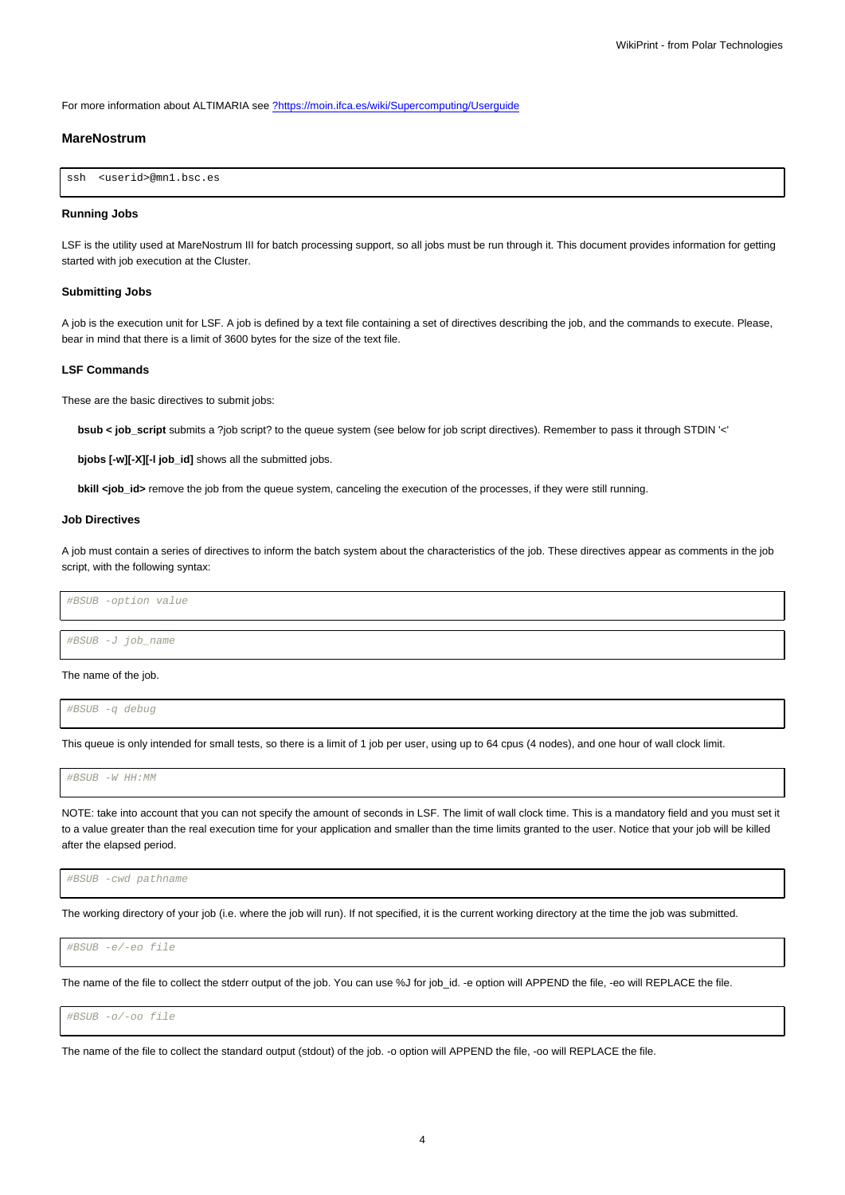For more information about ALTIMARIA see ?https://moin.ifca.es/wiki/Supercomputing/Userguide

### MareNostrum

```
ssh  <userid>@mn1.bsc.es
```

#### Running Jobs

LSF is the utility used at MareNostrum III for batch processing support, so all jobs must be run through it. This document provides information for getting started with job execution at the Cluster.

#### Submitting Jobs

A job is the execution unit for LSF. A job is defined by a text file containing a set of directives describing the job, and the commands to execute. Please, bear in mind that there is a limit of 3600 bytes for the size of the text file.

#### LSF Commands

These are the basic directives to submit jobs:

**bsub < job_script** submits a ?job script? to the queue system (see below for job script directives). Remember to pass it through STDIN '<'

**bjobs [-w][-X][-l job_id]** shows all the submitted jobs.

**bkill <job_id>** remove the job from the queue system, canceling the execution of the processes, if they were still running.

#### Job Directives

A job must contain a series of directives to inform the batch system about the characteristics of the job. These directives appear as comments in the job script, with the following syntax:

```
#BSUB -option value
```

```
#BSUB -J job_name
```

The name of the job.

```
#BSUB -q debug
```

This queue is only intended for small tests, so there is a limit of 1 job per user, using up to 64 cpus (4 nodes), and one hour of wall clock limit.

```
#BSUB -W HH:MM
```

NOTE: take into account that you can not specify the amount of seconds in LSF. The limit of wall clock time. This is a mandatory field and you must set it to a value greater than the real execution time for your application and smaller than the time limits granted to the user. Notice that your job will be killed after the elapsed period.

```
#BSUB -cwd pathname
```

The working directory of your job (i.e. where the job will run). If not specified, it is the current working directory at the time the job was submitted.

```
#BSUB -e/-eo file
```

The name of the file to collect the stderr output of the job. You can use %J for job_id. -e option will APPEND the file, -eo will REPLACE the file.

```
#BSUB -o/-oo file
```

The name of the file to collect the standard output (stdout) of the job. -o option will APPEND the file, -oo will REPLACE the file.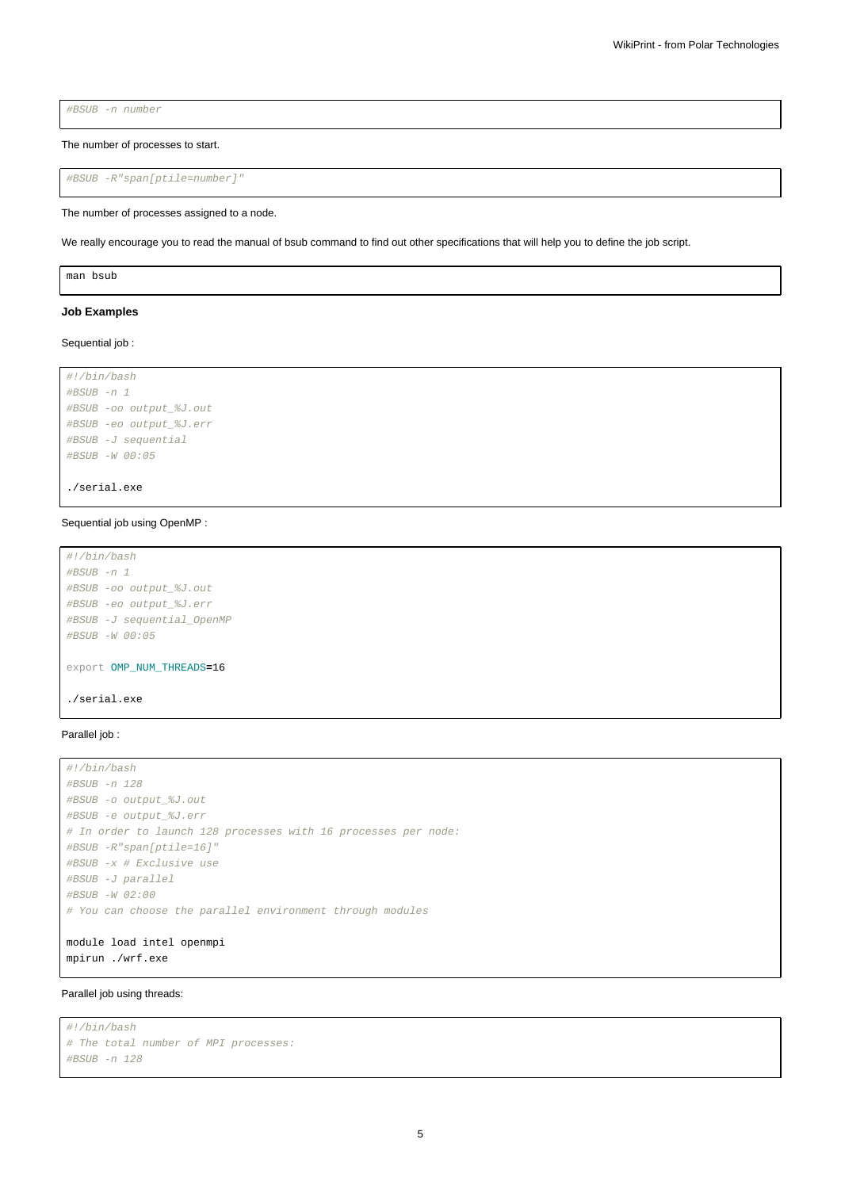```
#BSUB -n number
```

The number of processes to start.

```
#BSUB -R"span[ptile=number]"
```

The number of processes assigned to a node.

We really encourage you to read the manual of bsub command to find out other specifications that will help you to define the job script.

```
man bsub
```

#### Job Examples

Sequential job :

```
#!/bin/bash
#BSUB -n 1
#BSUB -oo output_%J.out
#BSUB -eo output_%J.err
#BSUB -J sequential
#BSUB -W 00:05

./serial.exe
```

Sequential job using OpenMP :

```
#!/bin/bash
#BSUB -n 1
#BSUB -oo output_%J.out
#BSUB -eo output_%J.err
#BSUB -J sequential_OpenMP
#BSUB -W 00:05

export OMP_NUM_THREADS=16

./serial.exe
```

Parallel job :

```
#!/bin/bash
#BSUB -n 128
#BSUB -o output_%J.out
#BSUB -e output_%J.err
# In order to launch 128 processes with 16 processes per node:
#BSUB -R"span[ptile=16]"
#BSUB -x # Exclusive use
#BSUB -J parallel
#BSUB -W 02:00
# You can choose the parallel environment through modules

module load intel openmpi
mpirun ./wrf.exe
```

Parallel job using threads:

```
#!/bin/bash
# The total number of MPI processes:
#BSUB -n 128
```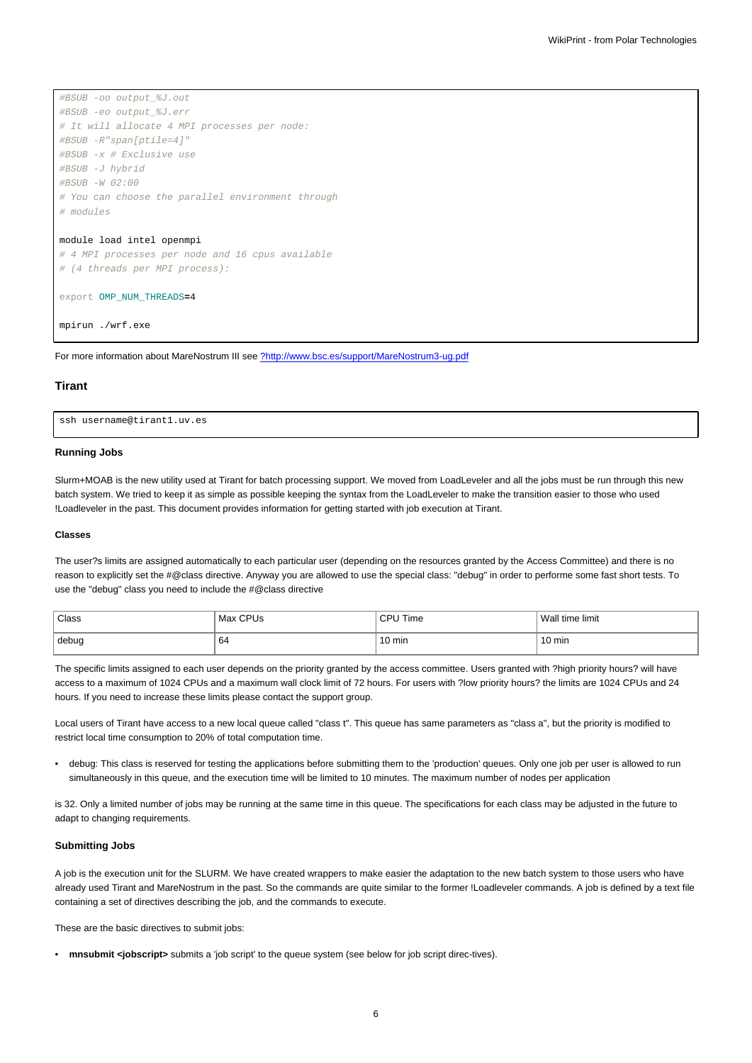```
#BSUB -oo output_%J.out
#BSUB -eo output_%J.err
# It will allocate 4 MPI processes per node:
#BSUB -R"span[ptile=4]"
#BSUB -x # Exclusive use
#BSUB -J hybrid
#BSUB -W 02:00
# You can choose the parallel environment through
# modules

module load intel openmpi
# 4 MPI processes per node and 16 cpus available
# (4 threads per MPI process):

export OMP_NUM_THREADS=4

mpirun ./wrf.exe
```

For more information about MareNostrum III see ?http://www.bsc.es/support/MareNostrum3-ug.pdf

### Tirant

```
ssh username@tirant1.uv.es
```

#### Running Jobs

Slurm+MOAB is the new utility used at Tirant for batch processing support. We moved from LoadLeveler and all the jobs must be run through this new batch system. We tried to keep it as simple as possible keeping the syntax from the LoadLeveler to make the transition easier to those who used !Loadleveler in the past. This document provides information for getting started with job execution at Tirant.

##### Classes

The user?s limits are assigned automatically to each particular user (depending on the resources granted by the Access Committee) and there is no reason to explicitly set the #@class directive. Anyway you are allowed to use the special class: "debug" in order to performe some fast short tests. To use the "debug" class you need to include the #@class directive

| Class | Max CPUs | CPU Time | Wall time limit |
|---|---|---|---|
| debug | 64 | 10 min | 10 min |

The specific limits assigned to each user depends on the priority granted by the access committee. Users granted with ?high priority hours? will have access to a maximum of 1024 CPUs and a maximum wall clock limit of 72 hours. For users with ?low priority hours? the limits are 1024 CPUs and 24 hours. If you need to increase these limits please contact the support group.

Local users of Tirant have access to a new local queue called "class t". This queue has same parameters as "class a", but the priority is modified to restrict local time consumption to 20% of total computation time.

- debug: This class is reserved for testing the applications before submitting them to the 'production' queues. Only one job per user is allowed to run simultaneously in this queue, and the execution time will be limited to 10 minutes. The maximum number of nodes per application

is 32. Only a limited number of jobs may be running at the same time in this queue. The specifications for each class may be adjusted in the future to adapt to changing requirements.

#### Submitting Jobs

A job is the execution unit for the SLURM. We have created wrappers to make easier the adaptation to the new batch system to those users who have already used Tirant and MareNostrum in the past. So the commands are quite similar to the former !Loadleveler commands. A job is defined by a text file containing a set of directives describing the job, and the commands to execute.

These are the basic directives to submit jobs:

- **mnsubmit <jobscript>** submits a 'job script' to the queue system (see below for job script direc-tives).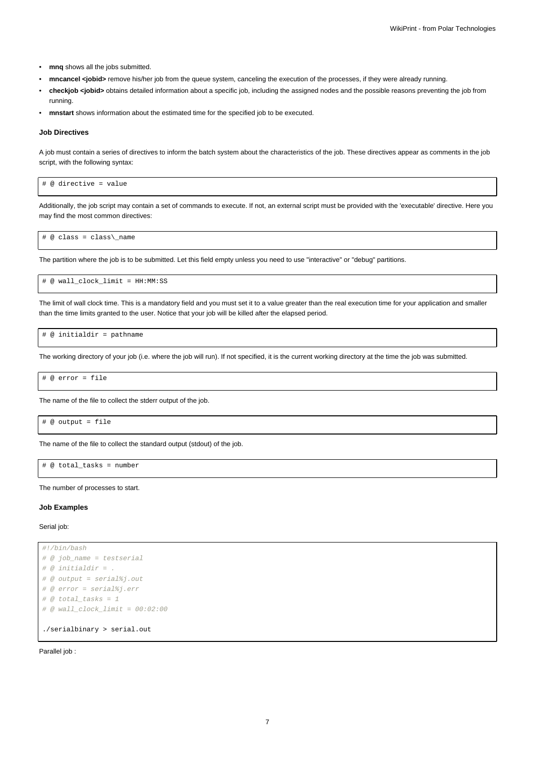- **mnq** shows all the jobs submitted.
- **mncancel <jobid>** remove his/her job from the queue system, canceling the execution of the processes, if they were already running.
- **checkjob <jobid>** obtains detailed information about a specific job, including the assigned nodes and the possible reasons preventing the job from running.
- **mnstart** shows information about the estimated time for the specified job to be executed.

#### Job Directives

A job must contain a series of directives to inform the batch system about the characteristics of the job. These directives appear as comments in the job script, with the following syntax:

```
# @ directive = value
```

Additionally, the job script may contain a set of commands to execute. If not, an external script must be provided with the 'executable' directive. Here you may find the most common directives:

```
# @ class = class\_name
```

The partition where the job is to be submitted. Let this field empty unless you need to use "interactive" or "debug" partitions.

```
# @ wall_clock_limit = HH:MM:SS
```

The limit of wall clock time. This is a mandatory field and you must set it to a value greater than the real execution time for your application and smaller than the time limits granted to the user. Notice that your job will be killed after the elapsed period.

```
# @ initialdir = pathname
```

The working directory of your job (i.e. where the job will run). If not specified, it is the current working directory at the time the job was submitted.

```
# @ error = file
```

The name of the file to collect the stderr output of the job.

```
# @ output = file
```

The name of the file to collect the standard output (stdout) of the job.

```
# @ total_tasks = number
```

The number of processes to start.

#### Job Examples

Serial job:

```
#!/bin/bash
# @ job_name = testserial
# @ initialdir = .
# @ output = serial%j.out
# @ error = serial%j.err
# @ total_tasks = 1
# @ wall_clock_limit = 00:02:00

./serialbinary > serial.out
```

Parallel job :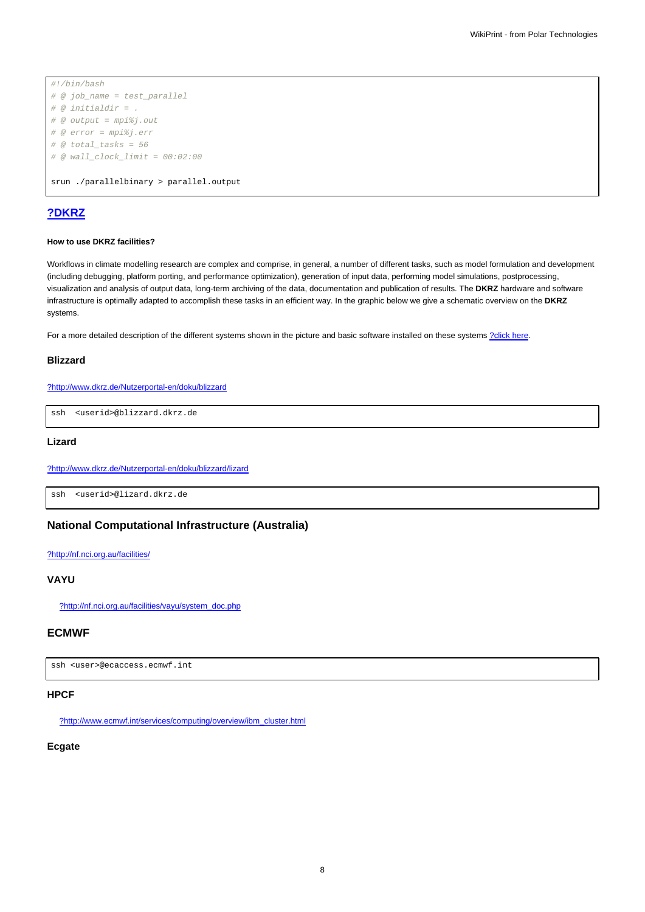```
#!/bin/bash
# @ job_name = test_parallel
# @ initialdir = .
# @ output = mpi%j.out
# @ error = mpi%j.err
# @ total_tasks = 56
# @ wall_clock_limit = 00:02:00

srun ./parallelbinary > parallel.output
```

## ?DKRZ

##### How to use DKRZ facilities?

Workflows in climate modelling research are complex and comprise, in general, a number of different tasks, such as model formulation and development (including debugging, platform porting, and performance optimization), generation of input data, performing model simulations, postprocessing, visualization and analysis of output data, long-term archiving of the data, documentation and publication of results. The **DKRZ** hardware and software infrastructure is optimally adapted to accomplish these tasks in an efficient way. In the graphic below we give a schematic overview on the **DKRZ** systems.

For a more detailed description of the different systems shown in the picture and basic software installed on these systems ?click here.

### Blizzard

?http://www.dkrz.de/Nutzerportal-en/doku/blizzard

```
ssh  <userid>@blizzard.dkrz.de
```

### Lizard

?http://www.dkrz.de/Nutzerportal-en/doku/blizzard/lizard

```
ssh  <userid>@lizard.dkrz.de
```

## National Computational Infrastructure (Australia)

?http://nf.nci.org.au/facilities/

### VAYU

?http://nf.nci.org.au/facilities/vayu/system_doc.php

## ECMWF

```
ssh <user>@ecaccess.ecmwf.int
```

### HPCF

?http://www.ecmwf.int/services/computing/overview/ibm_cluster.html

### Ecgate